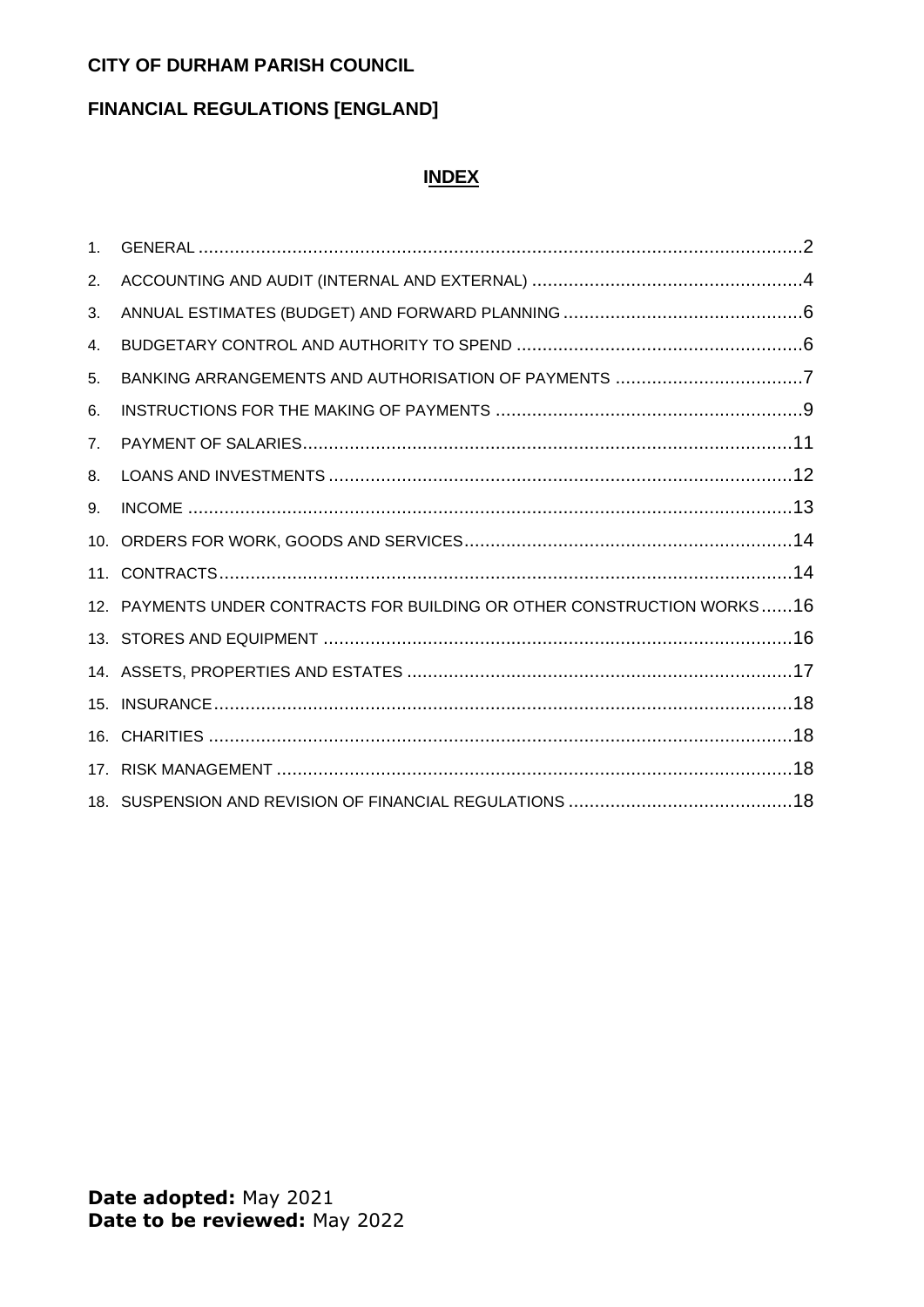**CITY OF DURHAM PARISH COUNCIL**

**FINANCIAL REGULATIONS [ENGLAND]**

## INDEX

1. GENERAL ....................................................................................................................2
2. ACCOUNTING AND AUDIT (INTERNAL AND EXTERNAL) ....................................................4
3. ANNUAL ESTIMATES (BUDGET) AND FORWARD PLANNING ..............................................6
4. BUDGETARY CONTROL AND AUTHORITY TO SPEND .......................................................6
5. BANKING ARRANGEMENTS AND AUTHORISATION OF PAYMENTS ....................................7
6. INSTRUCTIONS FOR THE MAKING OF PAYMENTS ...........................................................9
7. PAYMENT OF SALARIES.............................................................................................11
8. LOANS AND INVESTMENTS ........................................................................................12
9. INCOME ...................................................................................................................13
10. ORDERS FOR WORK, GOODS AND SERVICES...............................................................14
11. CONTRACTS.............................................................................................................14
12. PAYMENTS UNDER CONTRACTS FOR BUILDING OR OTHER CONSTRUCTION WORKS......16
13. STORES AND EQUIPMENT ..........................................................................................16
14. ASSETS, PROPERTIES AND ESTATES ..........................................................................17
15. INSURANCE...............................................................................................................18
16. CHARITIES ................................................................................................................18
17. RISK MANAGEMENT ..................................................................................................18
18. SUSPENSION AND REVISION OF FINANCIAL REGULATIONS ...........................................18

**Date adopted:** May 2021
**Date to be reviewed:** May 2022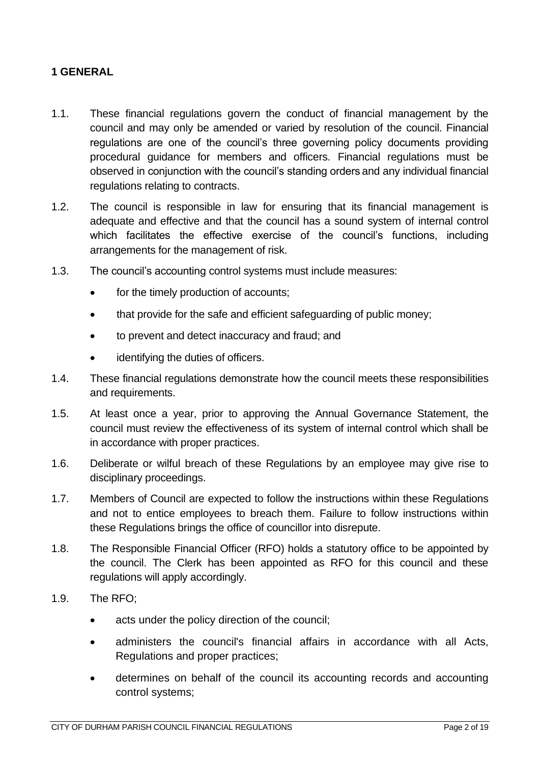## 1 GENERAL

1.1. These financial regulations govern the conduct of financial management by the council and may only be amended or varied by resolution of the council. Financial regulations are one of the council's three governing policy documents providing procedural guidance for members and officers. Financial regulations must be observed in conjunction with the council's standing orders and any individual financial regulations relating to contracts.

1.2. The council is responsible in law for ensuring that its financial management is adequate and effective and that the council has a sound system of internal control which facilitates the effective exercise of the council's functions, including arrangements for the management of risk.

1.3. The council's accounting control systems must include measures:

- for the timely production of accounts;
- that provide for the safe and efficient safeguarding of public money;
- to prevent and detect inaccuracy and fraud; and
- identifying the duties of officers.

1.4. These financial regulations demonstrate how the council meets these responsibilities and requirements.

1.5. At least once a year, prior to approving the Annual Governance Statement, the council must review the effectiveness of its system of internal control which shall be in accordance with proper practices.

1.6. Deliberate or wilful breach of these Regulations by an employee may give rise to disciplinary proceedings.

1.7. Members of Council are expected to follow the instructions within these Regulations and not to entice employees to breach them. Failure to follow instructions within these Regulations brings the office of councillor into disrepute.

1.8. The Responsible Financial Officer (RFO) holds a statutory office to be appointed by the council. The Clerk has been appointed as RFO for this council and these regulations will apply accordingly.

1.9. The RFO;

- acts under the policy direction of the council;
- administers the council's financial affairs in accordance with all Acts, Regulations and proper practices;
- determines on behalf of the council its accounting records and accounting control systems;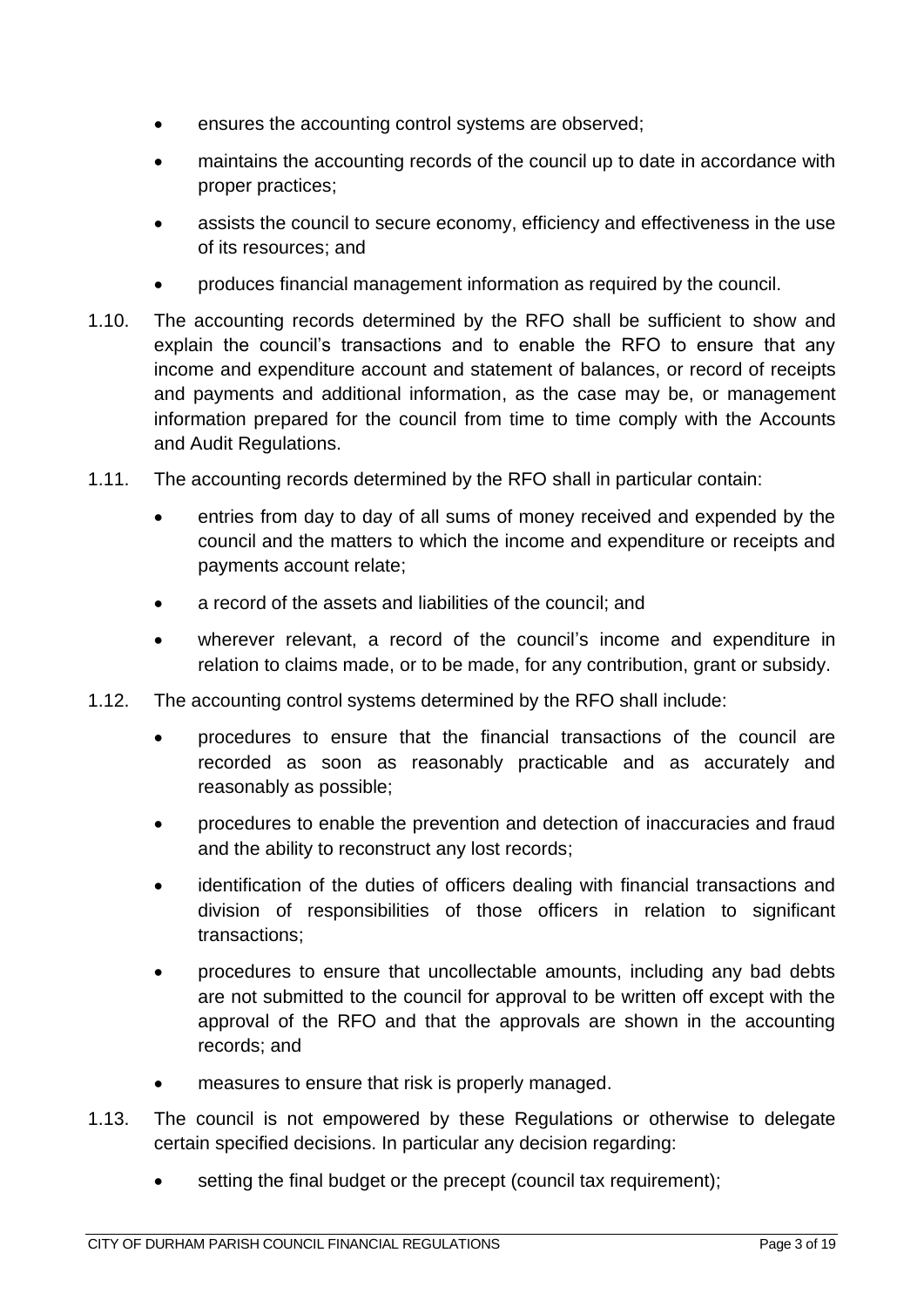- ensures the accounting control systems are observed;
- maintains the accounting records of the council up to date in accordance with proper practices;
- assists the council to secure economy, efficiency and effectiveness in the use of its resources; and
- produces financial management information as required by the council.

1.10. The accounting records determined by the RFO shall be sufficient to show and explain the council's transactions and to enable the RFO to ensure that any income and expenditure account and statement of balances, or record of receipts and payments and additional information, as the case may be, or management information prepared for the council from time to time comply with the Accounts and Audit Regulations.

1.11. The accounting records determined by the RFO shall in particular contain:

- entries from day to day of all sums of money received and expended by the council and the matters to which the income and expenditure or receipts and payments account relate;
- a record of the assets and liabilities of the council; and
- wherever relevant, a record of the council's income and expenditure in relation to claims made, or to be made, for any contribution, grant or subsidy.

1.12. The accounting control systems determined by the RFO shall include:

- procedures to ensure that the financial transactions of the council are recorded as soon as reasonably practicable and as accurately and reasonably as possible;
- procedures to enable the prevention and detection of inaccuracies and fraud and the ability to reconstruct any lost records;
- identification of the duties of officers dealing with financial transactions and division of responsibilities of those officers in relation to significant transactions;
- procedures to ensure that uncollectable amounts, including any bad debts are not submitted to the council for approval to be written off except with the approval of the RFO and that the approvals are shown in the accounting records; and
- measures to ensure that risk is properly managed.

1.13. The council is not empowered by these Regulations or otherwise to delegate certain specified decisions. In particular any decision regarding:

- setting the final budget or the precept (council tax requirement);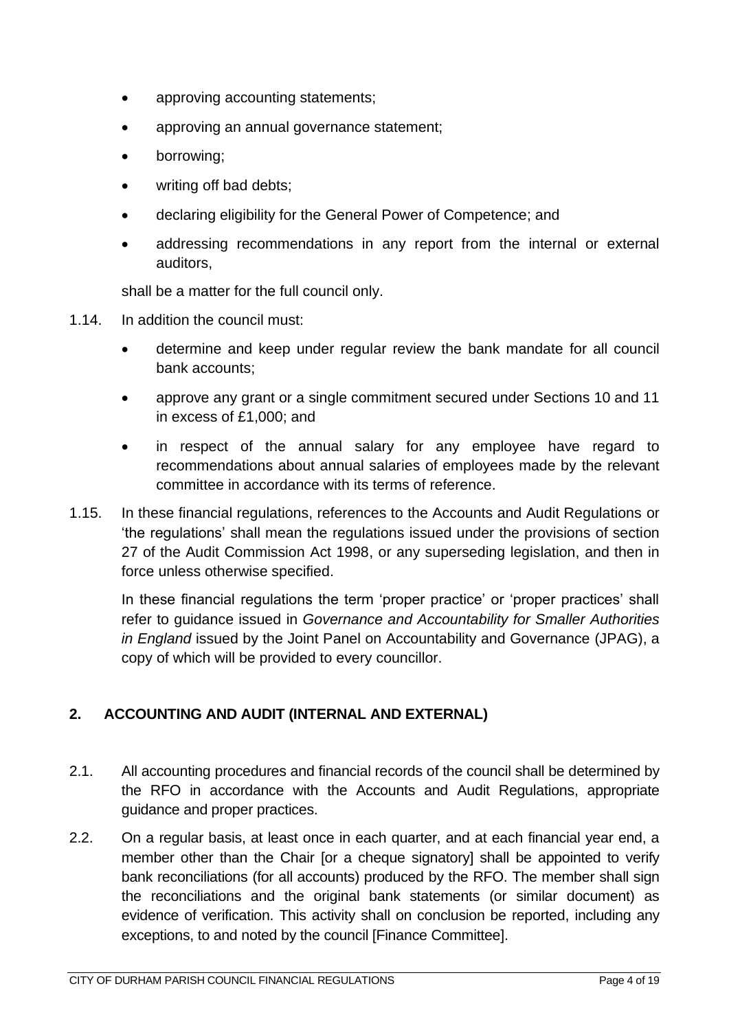- approving accounting statements;
- approving an annual governance statement;
- borrowing;
- writing off bad debts;
- declaring eligibility for the General Power of Competence; and
- addressing recommendations in any report from the internal or external auditors,

shall be a matter for the full council only.

1.14. In addition the council must:

- determine and keep under regular review the bank mandate for all council bank accounts;
- approve any grant or a single commitment secured under Sections 10 and 11 in excess of £1,000; and
- in respect of the annual salary for any employee have regard to recommendations about annual salaries of employees made by the relevant committee in accordance with its terms of reference.

1.15. In these financial regulations, references to the Accounts and Audit Regulations or 'the regulations' shall mean the regulations issued under the provisions of section 27 of the Audit Commission Act 1998, or any superseding legislation, and then in force unless otherwise specified.

In these financial regulations the term 'proper practice' or 'proper practices' shall refer to guidance issued in *Governance and Accountability for Smaller Authorities in England* issued by the Joint Panel on Accountability and Governance (JPAG), a copy of which will be provided to every councillor.

## 2. ACCOUNTING AND AUDIT (INTERNAL AND EXTERNAL)

2.1. All accounting procedures and financial records of the council shall be determined by the RFO in accordance with the Accounts and Audit Regulations, appropriate guidance and proper practices.

2.2. On a regular basis, at least once in each quarter, and at each financial year end, a member other than the Chair [or a cheque signatory] shall be appointed to verify bank reconciliations (for all accounts) produced by the RFO. The member shall sign the reconciliations and the original bank statements (or similar document) as evidence of verification. This activity shall on conclusion be reported, including any exceptions, to and noted by the council [Finance Committee].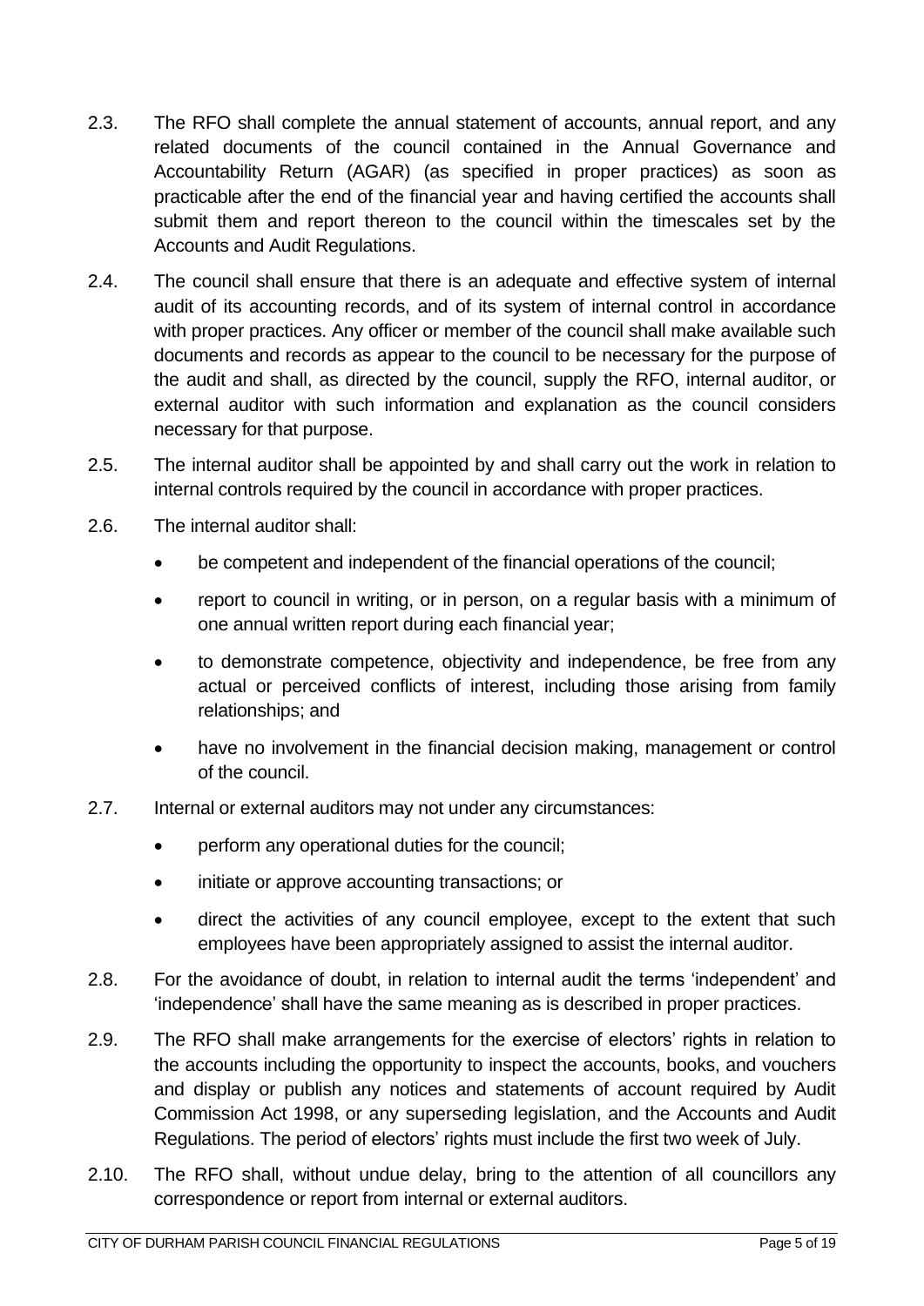2.3. The RFO shall complete the annual statement of accounts, annual report, and any related documents of the council contained in the Annual Governance and Accountability Return (AGAR) (as specified in proper practices) as soon as practicable after the end of the financial year and having certified the accounts shall submit them and report thereon to the council within the timescales set by the Accounts and Audit Regulations.

2.4. The council shall ensure that there is an adequate and effective system of internal audit of its accounting records, and of its system of internal control in accordance with proper practices. Any officer or member of the council shall make available such documents and records as appear to the council to be necessary for the purpose of the audit and shall, as directed by the council, supply the RFO, internal auditor, or external auditor with such information and explanation as the council considers necessary for that purpose.

2.5. The internal auditor shall be appointed by and shall carry out the work in relation to internal controls required by the council in accordance with proper practices.

2.6. The internal auditor shall:

- be competent and independent of the financial operations of the council;
- report to council in writing, or in person, on a regular basis with a minimum of one annual written report during each financial year;
- to demonstrate competence, objectivity and independence, be free from any actual or perceived conflicts of interest, including those arising from family relationships; and
- have no involvement in the financial decision making, management or control of the council.

2.7. Internal or external auditors may not under any circumstances:

- perform any operational duties for the council;
- initiate or approve accounting transactions; or
- direct the activities of any council employee, except to the extent that such employees have been appropriately assigned to assist the internal auditor.

2.8. For the avoidance of doubt, in relation to internal audit the terms 'independent' and 'independence' shall have the same meaning as is described in proper practices.

2.9. The RFO shall make arrangements for the exercise of electors' rights in relation to the accounts including the opportunity to inspect the accounts, books, and vouchers and display or publish any notices and statements of account required by Audit Commission Act 1998, or any superseding legislation, and the Accounts and Audit Regulations. The period of electors' rights must include the first two week of July.

2.10. The RFO shall, without undue delay, bring to the attention of all councillors any correspondence or report from internal or external auditors.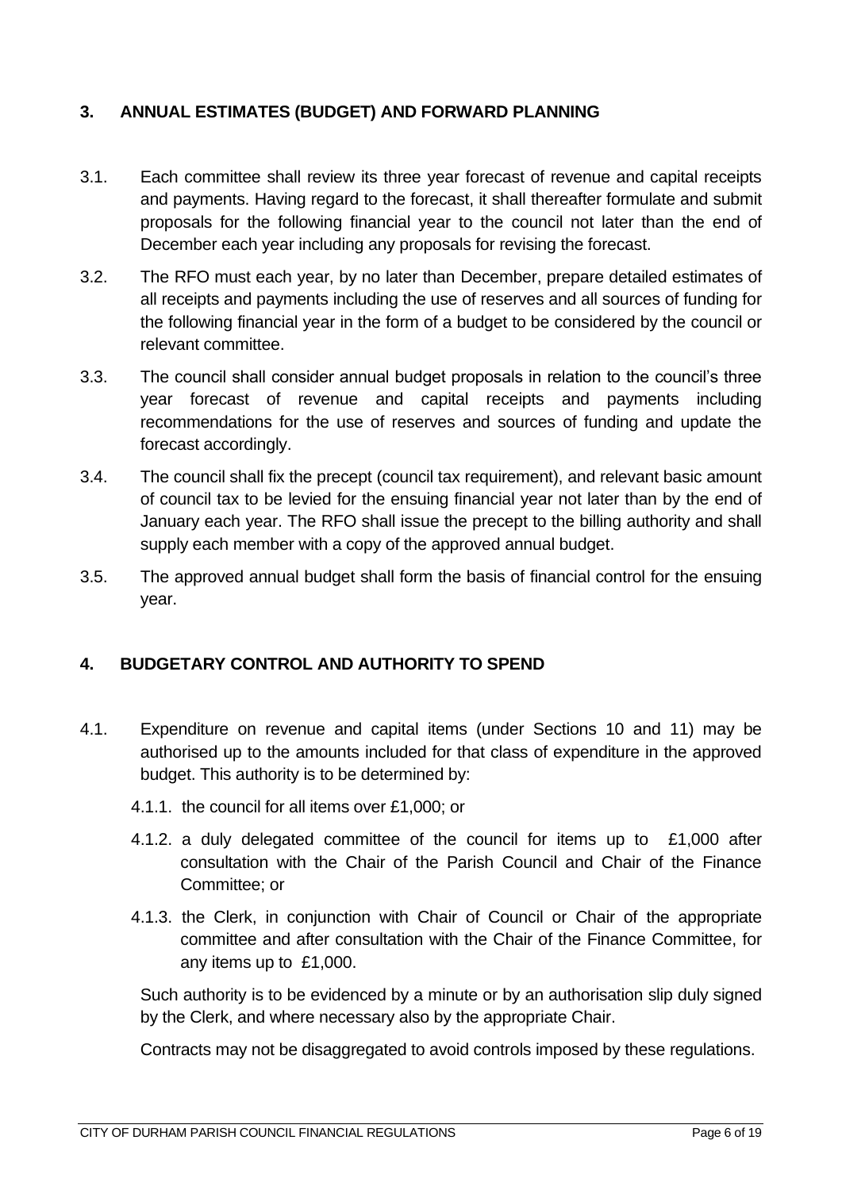## 3. ANNUAL ESTIMATES (BUDGET) AND FORWARD PLANNING

3.1. Each committee shall review its three year forecast of revenue and capital receipts and payments. Having regard to the forecast, it shall thereafter formulate and submit proposals for the following financial year to the council not later than the end of December each year including any proposals for revising the forecast.

3.2. The RFO must each year, by no later than December, prepare detailed estimates of all receipts and payments including the use of reserves and all sources of funding for the following financial year in the form of a budget to be considered by the council or relevant committee.

3.3. The council shall consider annual budget proposals in relation to the council's three year forecast of revenue and capital receipts and payments including recommendations for the use of reserves and sources of funding and update the forecast accordingly.

3.4. The council shall fix the precept (council tax requirement), and relevant basic amount of council tax to be levied for the ensuing financial year not later than by the end of January each year. The RFO shall issue the precept to the billing authority and shall supply each member with a copy of the approved annual budget.

3.5. The approved annual budget shall form the basis of financial control for the ensuing year.

## 4. BUDGETARY CONTROL AND AUTHORITY TO SPEND

4.1. Expenditure on revenue and capital items (under Sections 10 and 11) may be authorised up to the amounts included for that class of expenditure in the approved budget. This authority is to be determined by:

- 4.1.1. the council for all items over £1,000; or
- 4.1.2. a duly delegated committee of the council for items up to £1,000 after consultation with the Chair of the Parish Council and Chair of the Finance Committee; or
- 4.1.3. the Clerk, in conjunction with Chair of Council or Chair of the appropriate committee and after consultation with the Chair of the Finance Committee, for any items up to £1,000.

Such authority is to be evidenced by a minute or by an authorisation slip duly signed by the Clerk, and where necessary also by the appropriate Chair.

Contracts may not be disaggregated to avoid controls imposed by these regulations.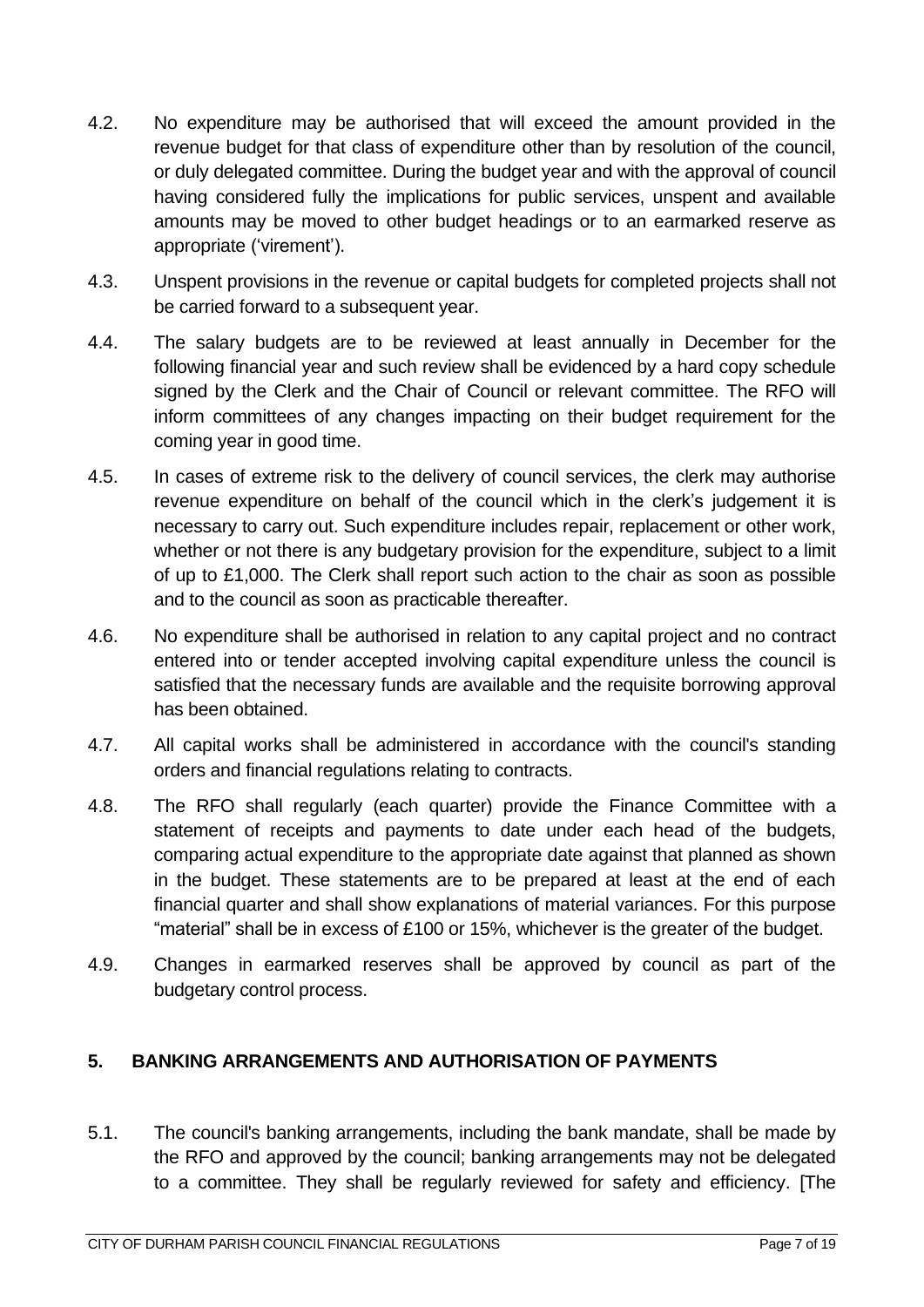4.2. No expenditure may be authorised that will exceed the amount provided in the revenue budget for that class of expenditure other than by resolution of the council, or duly delegated committee. During the budget year and with the approval of council having considered fully the implications for public services, unspent and available amounts may be moved to other budget headings or to an earmarked reserve as appropriate ('virement').

4.3. Unspent provisions in the revenue or capital budgets for completed projects shall not be carried forward to a subsequent year.

4.4. The salary budgets are to be reviewed at least annually in December for the following financial year and such review shall be evidenced by a hard copy schedule signed by the Clerk and the Chair of Council or relevant committee. The RFO will inform committees of any changes impacting on their budget requirement for the coming year in good time.

4.5. In cases of extreme risk to the delivery of council services, the clerk may authorise revenue expenditure on behalf of the council which in the clerk's judgement it is necessary to carry out. Such expenditure includes repair, replacement or other work, whether or not there is any budgetary provision for the expenditure, subject to a limit of up to £1,000. The Clerk shall report such action to the chair as soon as possible and to the council as soon as practicable thereafter.

4.6. No expenditure shall be authorised in relation to any capital project and no contract entered into or tender accepted involving capital expenditure unless the council is satisfied that the necessary funds are available and the requisite borrowing approval has been obtained.

4.7. All capital works shall be administered in accordance with the council's standing orders and financial regulations relating to contracts.

4.8. The RFO shall regularly (each quarter) provide the Finance Committee with a statement of receipts and payments to date under each head of the budgets, comparing actual expenditure to the appropriate date against that planned as shown in the budget. These statements are to be prepared at least at the end of each financial quarter and shall show explanations of material variances. For this purpose "material" shall be in excess of £100 or 15%, whichever is the greater of the budget.

4.9. Changes in earmarked reserves shall be approved by council as part of the budgetary control process.

## 5. BANKING ARRANGEMENTS AND AUTHORISATION OF PAYMENTS

5.1. The council's banking arrangements, including the bank mandate, shall be made by the RFO and approved by the council; banking arrangements may not be delegated to a committee. They shall be regularly reviewed for safety and efficiency. [The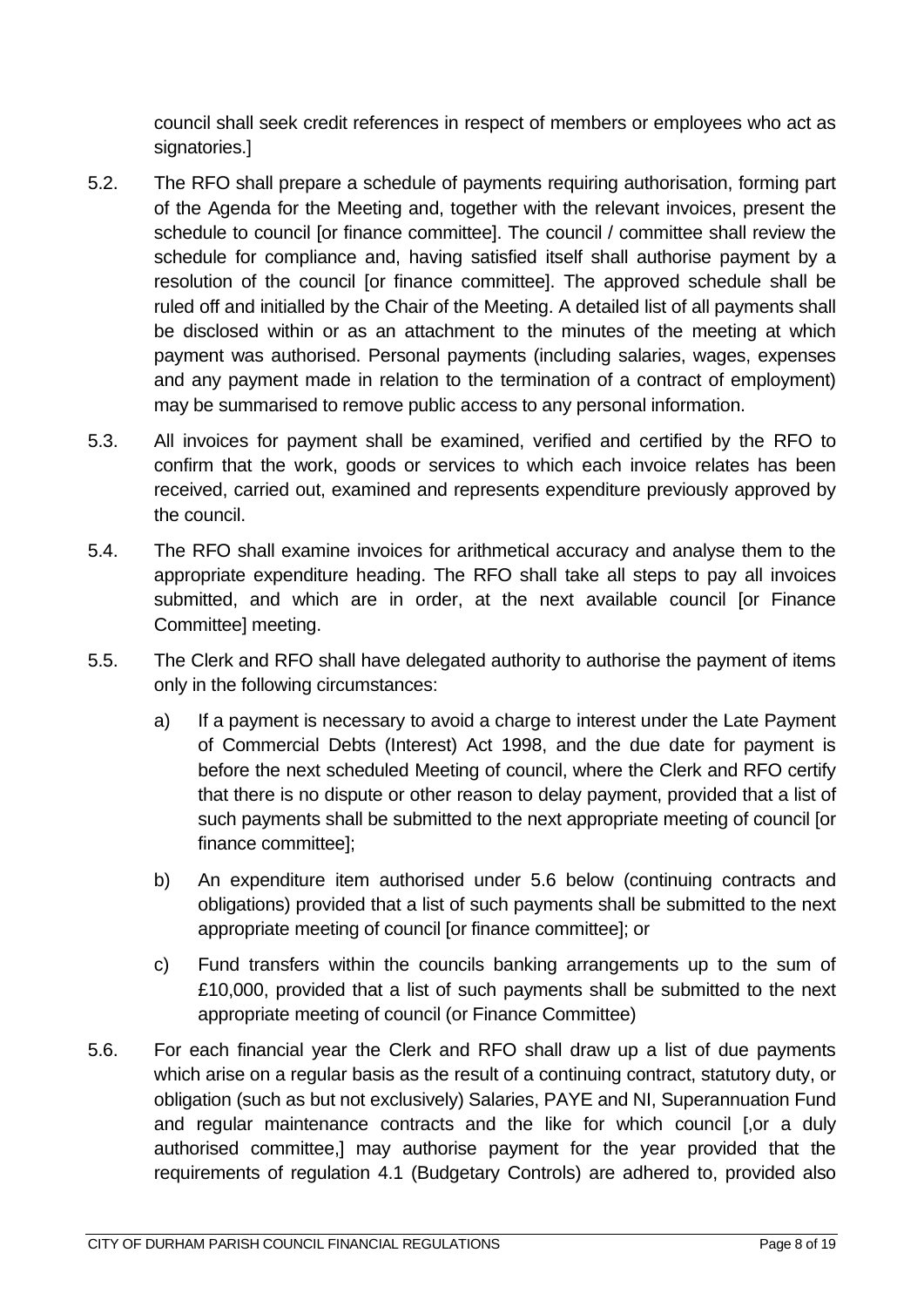council shall seek credit references in respect of members or employees who act as signatories.]

5.2. The RFO shall prepare a schedule of payments requiring authorisation, forming part of the Agenda for the Meeting and, together with the relevant invoices, present the schedule to council [or finance committee]. The council / committee shall review the schedule for compliance and, having satisfied itself shall authorise payment by a resolution of the council [or finance committee]. The approved schedule shall be ruled off and initialled by the Chair of the Meeting. A detailed list of all payments shall be disclosed within or as an attachment to the minutes of the meeting at which payment was authorised. Personal payments (including salaries, wages, expenses and any payment made in relation to the termination of a contract of employment) may be summarised to remove public access to any personal information.

5.3. All invoices for payment shall be examined, verified and certified by the RFO to confirm that the work, goods or services to which each invoice relates has been received, carried out, examined and represents expenditure previously approved by the council.

5.4. The RFO shall examine invoices for arithmetical accuracy and analyse them to the appropriate expenditure heading. The RFO shall take all steps to pay all invoices submitted, and which are in order, at the next available council [or Finance Committee] meeting.

5.5. The Clerk and RFO shall have delegated authority to authorise the payment of items only in the following circumstances:

a) If a payment is necessary to avoid a charge to interest under the Late Payment of Commercial Debts (Interest) Act 1998, and the due date for payment is before the next scheduled Meeting of council, where the Clerk and RFO certify that there is no dispute or other reason to delay payment, provided that a list of such payments shall be submitted to the next appropriate meeting of council [or finance committee];

b) An expenditure item authorised under 5.6 below (continuing contracts and obligations) provided that a list of such payments shall be submitted to the next appropriate meeting of council [or finance committee]; or

c) Fund transfers within the councils banking arrangements up to the sum of £10,000, provided that a list of such payments shall be submitted to the next appropriate meeting of council (or Finance Committee)

5.6. For each financial year the Clerk and RFO shall draw up a list of due payments which arise on a regular basis as the result of a continuing contract, statutory duty, or obligation (such as but not exclusively) Salaries, PAYE and NI, Superannuation Fund and regular maintenance contracts and the like for which council [,or a duly authorised committee,] may authorise payment for the year provided that the requirements of regulation 4.1 (Budgetary Controls) are adhered to, provided also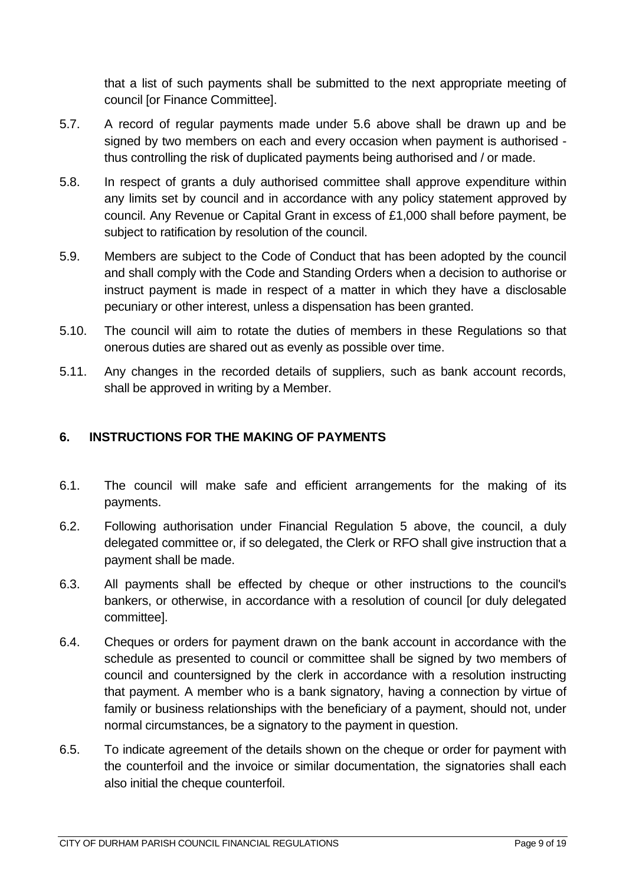that a list of such payments shall be submitted to the next appropriate meeting of council [or Finance Committee].

5.7. A record of regular payments made under 5.6 above shall be drawn up and be signed by two members on each and every occasion when payment is authorised - thus controlling the risk of duplicated payments being authorised and / or made.

5.8. In respect of grants a duly authorised committee shall approve expenditure within any limits set by council and in accordance with any policy statement approved by council. Any Revenue or Capital Grant in excess of £1,000 shall before payment, be subject to ratification by resolution of the council.

5.9. Members are subject to the Code of Conduct that has been adopted by the council and shall comply with the Code and Standing Orders when a decision to authorise or instruct payment is made in respect of a matter in which they have a disclosable pecuniary or other interest, unless a dispensation has been granted.

5.10. The council will aim to rotate the duties of members in these Regulations so that onerous duties are shared out as evenly as possible over time.

5.11. Any changes in the recorded details of suppliers, such as bank account records, shall be approved in writing by a Member.

## 6. INSTRUCTIONS FOR THE MAKING OF PAYMENTS

6.1. The council will make safe and efficient arrangements for the making of its payments.

6.2. Following authorisation under Financial Regulation 5 above, the council, a duly delegated committee or, if so delegated, the Clerk or RFO shall give instruction that a payment shall be made.

6.3. All payments shall be effected by cheque or other instructions to the council's bankers, or otherwise, in accordance with a resolution of council [or duly delegated committee].

6.4. Cheques or orders for payment drawn on the bank account in accordance with the schedule as presented to council or committee shall be signed by two members of council and countersigned by the clerk in accordance with a resolution instructing that payment. A member who is a bank signatory, having a connection by virtue of family or business relationships with the beneficiary of a payment, should not, under normal circumstances, be a signatory to the payment in question.

6.5. To indicate agreement of the details shown on the cheque or order for payment with the counterfoil and the invoice or similar documentation, the signatories shall each also initial the cheque counterfoil.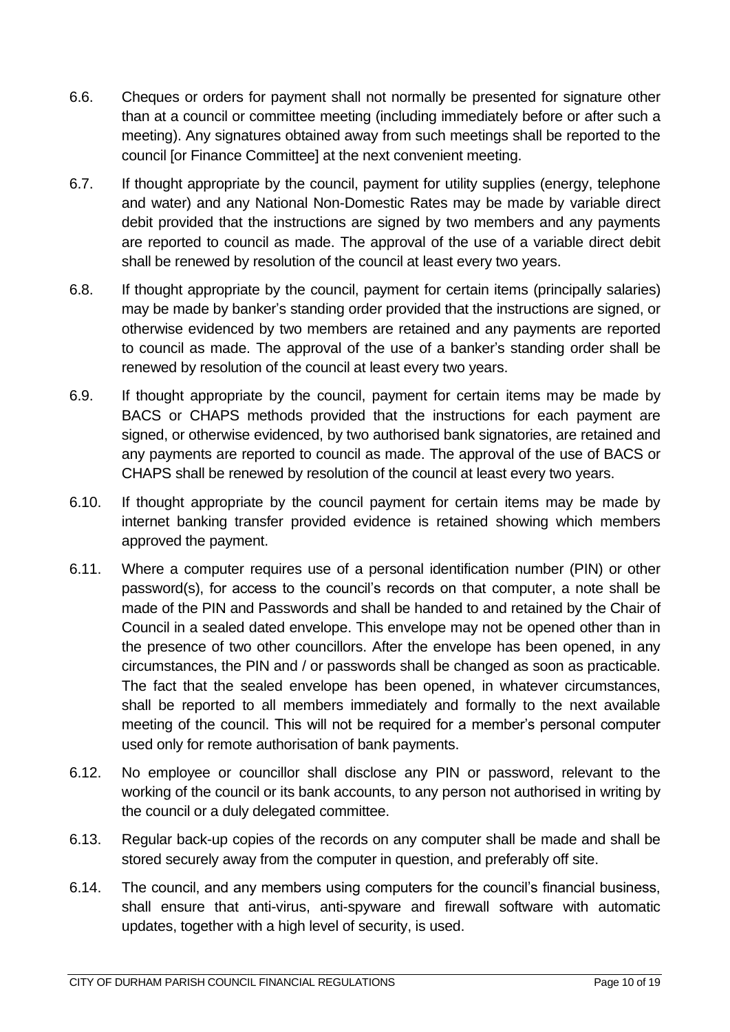6.6. Cheques or orders for payment shall not normally be presented for signature other than at a council or committee meeting (including immediately before or after such a meeting). Any signatures obtained away from such meetings shall be reported to the council [or Finance Committee] at the next convenient meeting.

6.7. If thought appropriate by the council, payment for utility supplies (energy, telephone and water) and any National Non-Domestic Rates may be made by variable direct debit provided that the instructions are signed by two members and any payments are reported to council as made. The approval of the use of a variable direct debit shall be renewed by resolution of the council at least every two years.

6.8. If thought appropriate by the council, payment for certain items (principally salaries) may be made by banker's standing order provided that the instructions are signed, or otherwise evidenced by two members are retained and any payments are reported to council as made. The approval of the use of a banker's standing order shall be renewed by resolution of the council at least every two years.

6.9. If thought appropriate by the council, payment for certain items may be made by BACS or CHAPS methods provided that the instructions for each payment are signed, or otherwise evidenced, by two authorised bank signatories, are retained and any payments are reported to council as made. The approval of the use of BACS or CHAPS shall be renewed by resolution of the council at least every two years.

6.10. If thought appropriate by the council payment for certain items may be made by internet banking transfer provided evidence is retained showing which members approved the payment.

6.11. Where a computer requires use of a personal identification number (PIN) or other password(s), for access to the council's records on that computer, a note shall be made of the PIN and Passwords and shall be handed to and retained by the Chair of Council in a sealed dated envelope. This envelope may not be opened other than in the presence of two other councillors. After the envelope has been opened, in any circumstances, the PIN and / or passwords shall be changed as soon as practicable. The fact that the sealed envelope has been opened, in whatever circumstances, shall be reported to all members immediately and formally to the next available meeting of the council. This will not be required for a member's personal computer used only for remote authorisation of bank payments.

6.12. No employee or councillor shall disclose any PIN or password, relevant to the working of the council or its bank accounts, to any person not authorised in writing by the council or a duly delegated committee.

6.13. Regular back-up copies of the records on any computer shall be made and shall be stored securely away from the computer in question, and preferably off site.

6.14. The council, and any members using computers for the council's financial business, shall ensure that anti-virus, anti-spyware and firewall software with automatic updates, together with a high level of security, is used.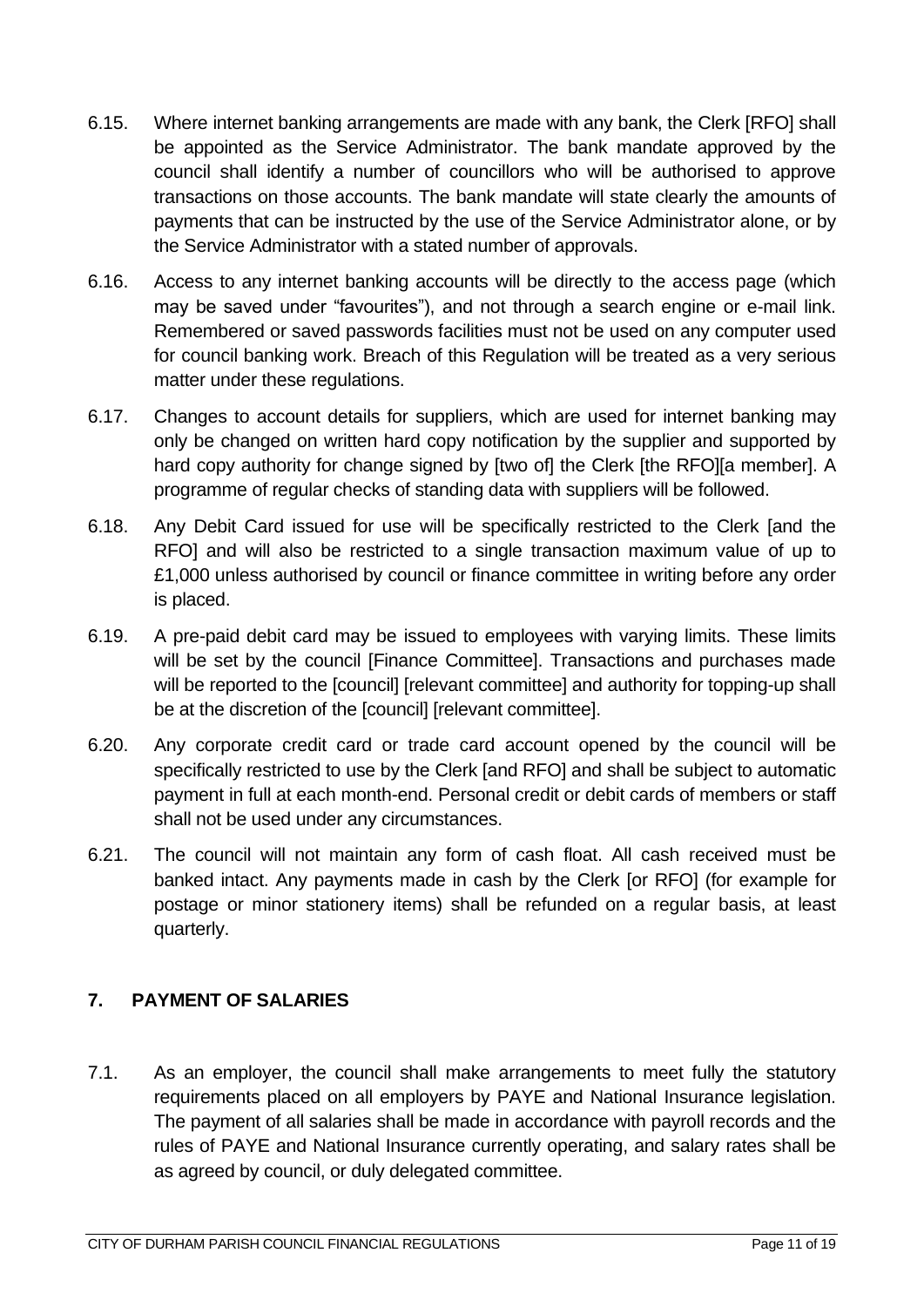6.15. Where internet banking arrangements are made with any bank, the Clerk [RFO] shall be appointed as the Service Administrator. The bank mandate approved by the council shall identify a number of councillors who will be authorised to approve transactions on those accounts. The bank mandate will state clearly the amounts of payments that can be instructed by the use of the Service Administrator alone, or by the Service Administrator with a stated number of approvals.

6.16. Access to any internet banking accounts will be directly to the access page (which may be saved under "favourites"), and not through a search engine or e-mail link. Remembered or saved passwords facilities must not be used on any computer used for council banking work. Breach of this Regulation will be treated as a very serious matter under these regulations.

6.17. Changes to account details for suppliers, which are used for internet banking may only be changed on written hard copy notification by the supplier and supported by hard copy authority for change signed by [two of] the Clerk [the RFO][a member]. A programme of regular checks of standing data with suppliers will be followed.

6.18. Any Debit Card issued for use will be specifically restricted to the Clerk [and the RFO] and will also be restricted to a single transaction maximum value of up to £1,000 unless authorised by council or finance committee in writing before any order is placed.

6.19. A pre-paid debit card may be issued to employees with varying limits. These limits will be set by the council [Finance Committee]. Transactions and purchases made will be reported to the [council] [relevant committee] and authority for topping-up shall be at the discretion of the [council] [relevant committee].

6.20. Any corporate credit card or trade card account opened by the council will be specifically restricted to use by the Clerk [and RFO] and shall be subject to automatic payment in full at each month-end. Personal credit or debit cards of members or staff shall not be used under any circumstances.

6.21. The council will not maintain any form of cash float. All cash received must be banked intact. Any payments made in cash by the Clerk [or RFO] (for example for postage or minor stationery items) shall be refunded on a regular basis, at least quarterly.

## 7. PAYMENT OF SALARIES

7.1. As an employer, the council shall make arrangements to meet fully the statutory requirements placed on all employers by PAYE and National Insurance legislation. The payment of all salaries shall be made in accordance with payroll records and the rules of PAYE and National Insurance currently operating, and salary rates shall be as agreed by council, or duly delegated committee.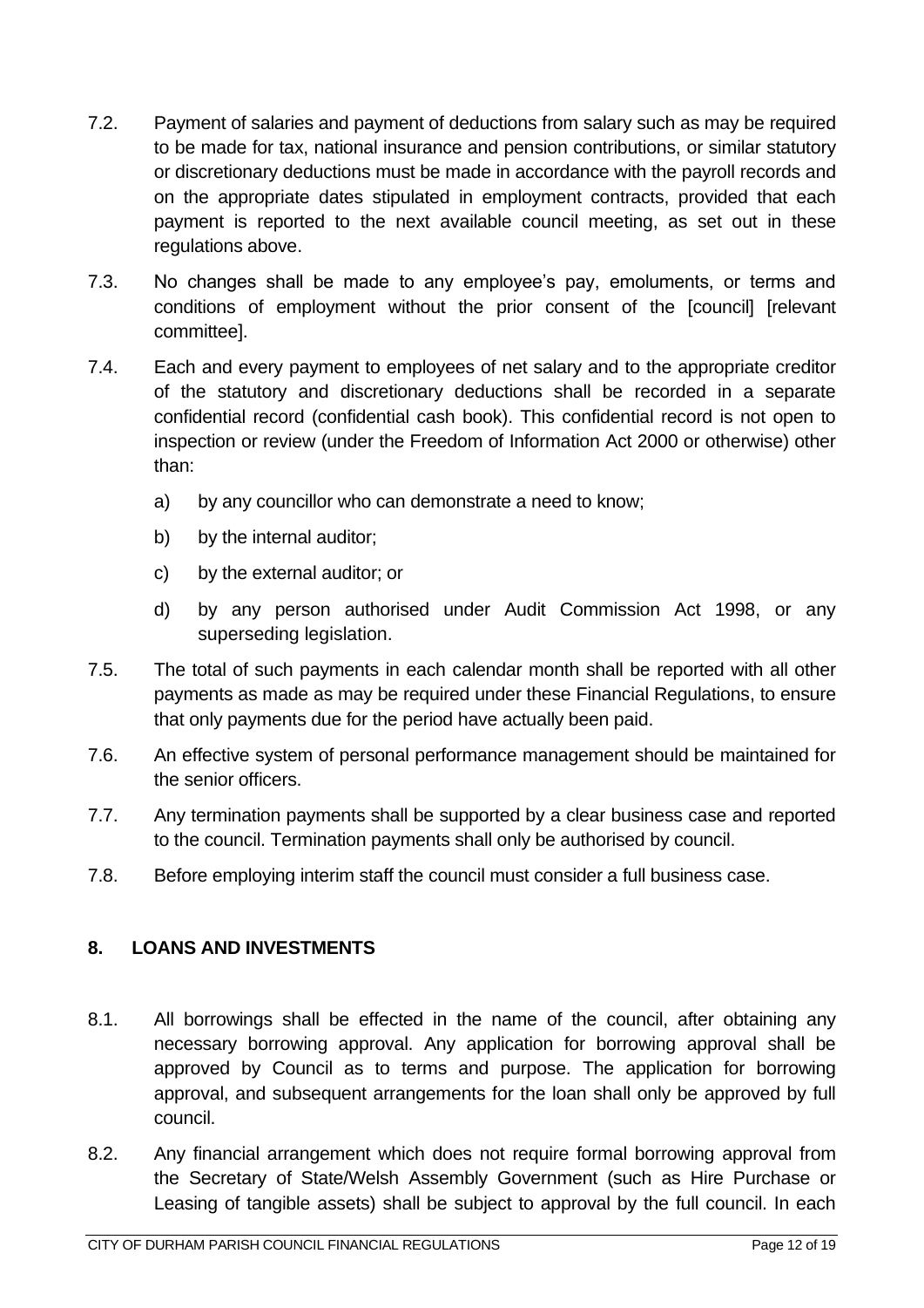7.2. Payment of salaries and payment of deductions from salary such as may be required to be made for tax, national insurance and pension contributions, or similar statutory or discretionary deductions must be made in accordance with the payroll records and on the appropriate dates stipulated in employment contracts, provided that each payment is reported to the next available council meeting, as set out in these regulations above.

7.3. No changes shall be made to any employee's pay, emoluments, or terms and conditions of employment without the prior consent of the [council] [relevant committee].

7.4. Each and every payment to employees of net salary and to the appropriate creditor of the statutory and discretionary deductions shall be recorded in a separate confidential record (confidential cash book). This confidential record is not open to inspection or review (under the Freedom of Information Act 2000 or otherwise) other than:

a) by any councillor who can demonstrate a need to know;

b) by the internal auditor;

c) by the external auditor; or

d) by any person authorised under Audit Commission Act 1998, or any superseding legislation.

7.5. The total of such payments in each calendar month shall be reported with all other payments as made as may be required under these Financial Regulations, to ensure that only payments due for the period have actually been paid.

7.6. An effective system of personal performance management should be maintained for the senior officers.

7.7. Any termination payments shall be supported by a clear business case and reported to the council. Termination payments shall only be authorised by council.

7.8. Before employing interim staff the council must consider a full business case.

## 8. LOANS AND INVESTMENTS

8.1. All borrowings shall be effected in the name of the council, after obtaining any necessary borrowing approval. Any application for borrowing approval shall be approved by Council as to terms and purpose. The application for borrowing approval, and subsequent arrangements for the loan shall only be approved by full council.

8.2. Any financial arrangement which does not require formal borrowing approval from the Secretary of State/Welsh Assembly Government (such as Hire Purchase or Leasing of tangible assets) shall be subject to approval by the full council. In each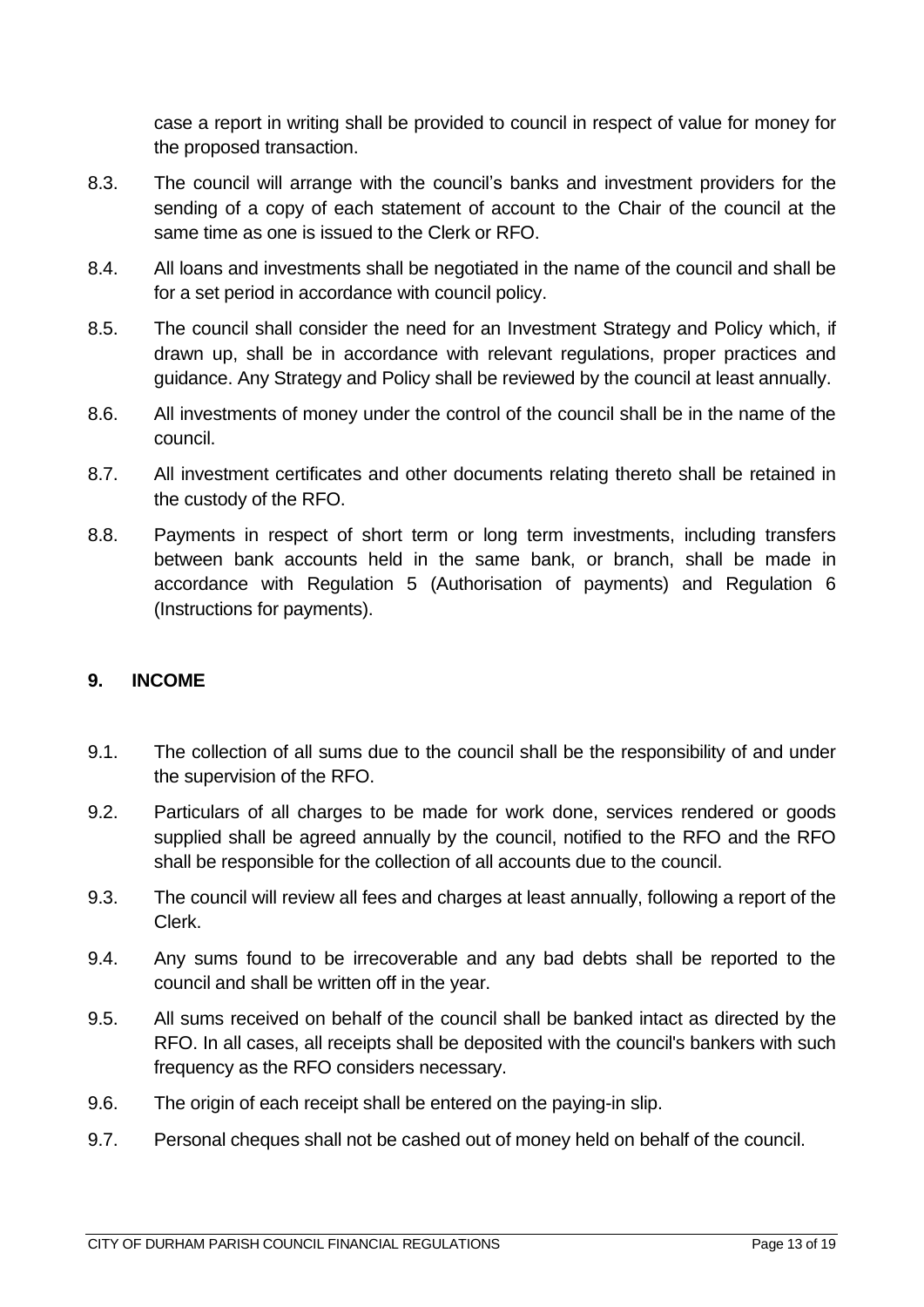case a report in writing shall be provided to council in respect of value for money for the proposed transaction.

8.3. The council will arrange with the council's banks and investment providers for the sending of a copy of each statement of account to the Chair of the council at the same time as one is issued to the Clerk or RFO.

8.4. All loans and investments shall be negotiated in the name of the council and shall be for a set period in accordance with council policy.

8.5. The council shall consider the need for an Investment Strategy and Policy which, if drawn up, shall be in accordance with relevant regulations, proper practices and guidance. Any Strategy and Policy shall be reviewed by the council at least annually.

8.6. All investments of money under the control of the council shall be in the name of the council.

8.7. All investment certificates and other documents relating thereto shall be retained in the custody of the RFO.

8.8. Payments in respect of short term or long term investments, including transfers between bank accounts held in the same bank, or branch, shall be made in accordance with Regulation 5 (Authorisation of payments) and Regulation 6 (Instructions for payments).

## 9. INCOME

9.1. The collection of all sums due to the council shall be the responsibility of and under the supervision of the RFO.

9.2. Particulars of all charges to be made for work done, services rendered or goods supplied shall be agreed annually by the council, notified to the RFO and the RFO shall be responsible for the collection of all accounts due to the council.

9.3. The council will review all fees and charges at least annually, following a report of the Clerk.

9.4. Any sums found to be irrecoverable and any bad debts shall be reported to the council and shall be written off in the year.

9.5. All sums received on behalf of the council shall be banked intact as directed by the RFO. In all cases, all receipts shall be deposited with the council's bankers with such frequency as the RFO considers necessary.

9.6. The origin of each receipt shall be entered on the paying-in slip.

9.7. Personal cheques shall not be cashed out of money held on behalf of the council.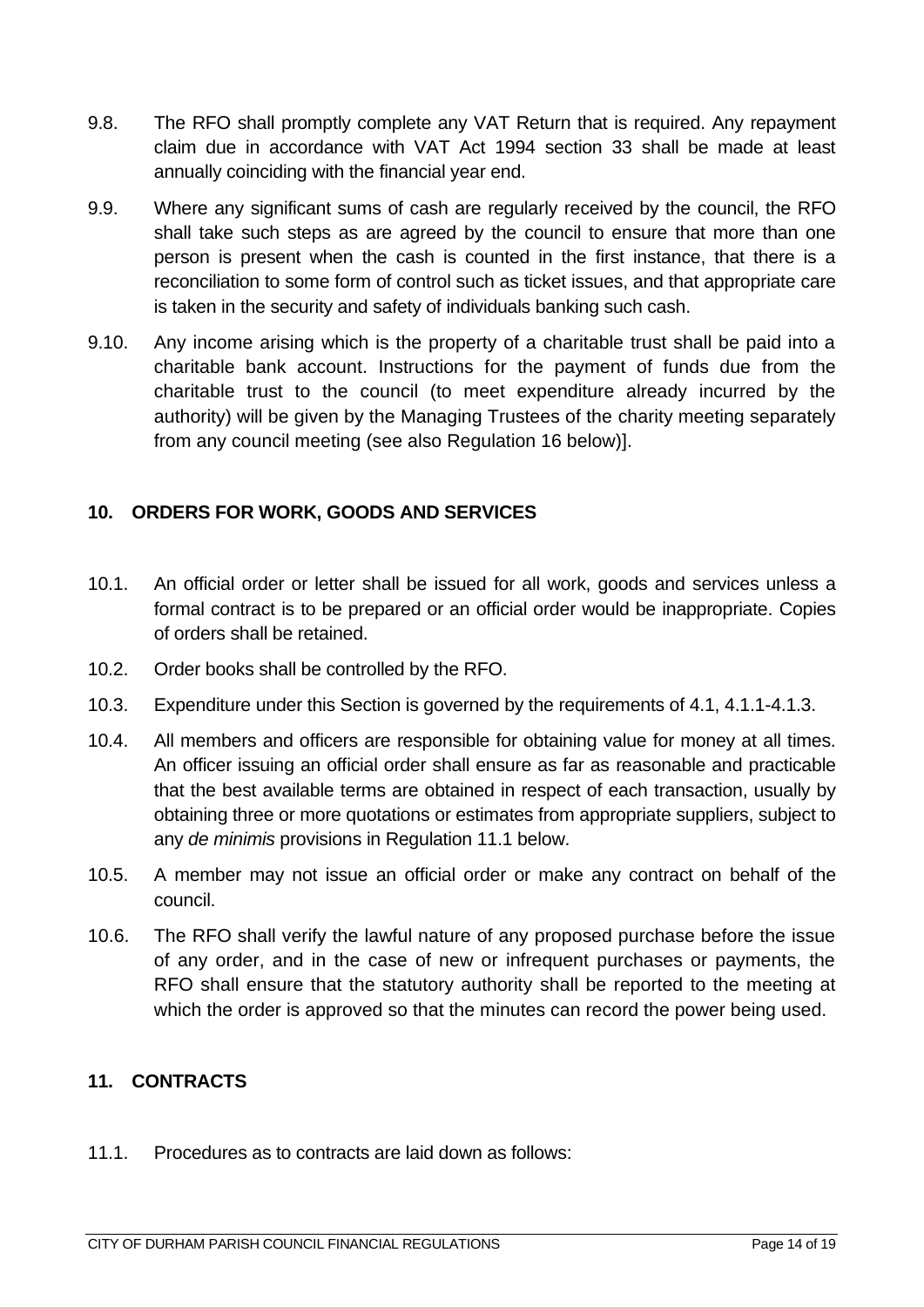9.8. The RFO shall promptly complete any VAT Return that is required. Any repayment claim due in accordance with VAT Act 1994 section 33 shall be made at least annually coinciding with the financial year end.

9.9. Where any significant sums of cash are regularly received by the council, the RFO shall take such steps as are agreed by the council to ensure that more than one person is present when the cash is counted in the first instance, that there is a reconciliation to some form of control such as ticket issues, and that appropriate care is taken in the security and safety of individuals banking such cash.

9.10. Any income arising which is the property of a charitable trust shall be paid into a charitable bank account. Instructions for the payment of funds due from the charitable trust to the council (to meet expenditure already incurred by the authority) will be given by the Managing Trustees of the charity meeting separately from any council meeting (see also Regulation 16 below)].

## 10. ORDERS FOR WORK, GOODS AND SERVICES

10.1. An official order or letter shall be issued for all work, goods and services unless a formal contract is to be prepared or an official order would be inappropriate. Copies of orders shall be retained.

10.2. Order books shall be controlled by the RFO.

10.3. Expenditure under this Section is governed by the requirements of 4.1, 4.1.1-4.1.3.

10.4. All members and officers are responsible for obtaining value for money at all times. An officer issuing an official order shall ensure as far as reasonable and practicable that the best available terms are obtained in respect of each transaction, usually by obtaining three or more quotations or estimates from appropriate suppliers, subject to any *de minimis* provisions in Regulation 11.1 below.

10.5. A member may not issue an official order or make any contract on behalf of the council.

10.6. The RFO shall verify the lawful nature of any proposed purchase before the issue of any order, and in the case of new or infrequent purchases or payments, the RFO shall ensure that the statutory authority shall be reported to the meeting at which the order is approved so that the minutes can record the power being used.

## 11. CONTRACTS

11.1. Procedures as to contracts are laid down as follows: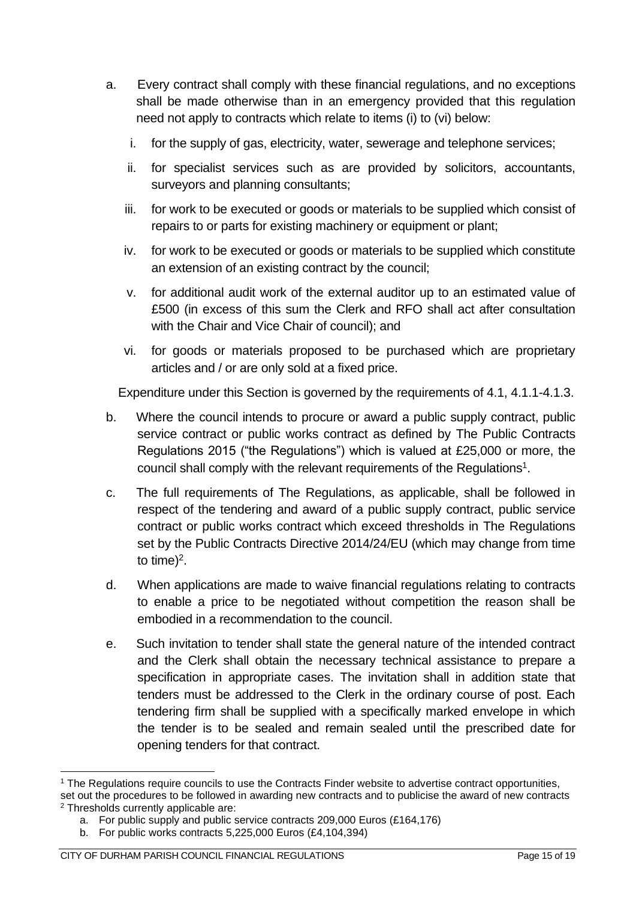a. Every contract shall comply with these financial regulations, and no exceptions shall be made otherwise than in an emergency provided that this regulation need not apply to contracts which relate to items (i) to (vi) below:

   i. for the supply of gas, electricity, water, sewerage and telephone services;

   ii. for specialist services such as are provided by solicitors, accountants, surveyors and planning consultants;

   iii. for work to be executed or goods or materials to be supplied which consist of repairs to or parts for existing machinery or equipment or plant;

   iv. for work to be executed or goods or materials to be supplied which constitute an extension of an existing contract by the council;

   v. for additional audit work of the external auditor up to an estimated value of £500 (in excess of this sum the Clerk and RFO shall act after consultation with the Chair and Vice Chair of council); and

   vi. for goods or materials proposed to be purchased which are proprietary articles and / or are only sold at a fixed price.

   Expenditure under this Section is governed by the requirements of 4.1, 4.1.1-4.1.3.

b. Where the council intends to procure or award a public supply contract, public service contract or public works contract as defined by The Public Contracts Regulations 2015 ("the Regulations") which is valued at £25,000 or more, the council shall comply with the relevant requirements of the Regulations[1].

c. The full requirements of The Regulations, as applicable, shall be followed in respect of the tendering and award of a public supply contract, public service contract or public works contract which exceed thresholds in The Regulations set by the Public Contracts Directive 2014/24/EU (which may change from time to time)[2].

d. When applications are made to waive financial regulations relating to contracts to enable a price to be negotiated without competition the reason shall be embodied in a recommendation to the council.

e. Such invitation to tender shall state the general nature of the intended contract and the Clerk shall obtain the necessary technical assistance to prepare a specification in appropriate cases. The invitation shall in addition state that tenders must be addressed to the Clerk in the ordinary course of post. Each tendering firm shall be supplied with a specifically marked envelope in which the tender is to be sealed and remain sealed until the prescribed date for opening tenders for that contract.

---

[1] The Regulations require councils to use the Contracts Finder website to advertise contract opportunities, set out the procedures to be followed in awarding new contracts and to publicise the award of new contracts

[2] Thresholds currently applicable are:

   a. For public supply and public service contracts 209,000 Euros (£164,176)
   
   b. For public works contracts 5,225,000 Euros (£4,104,394)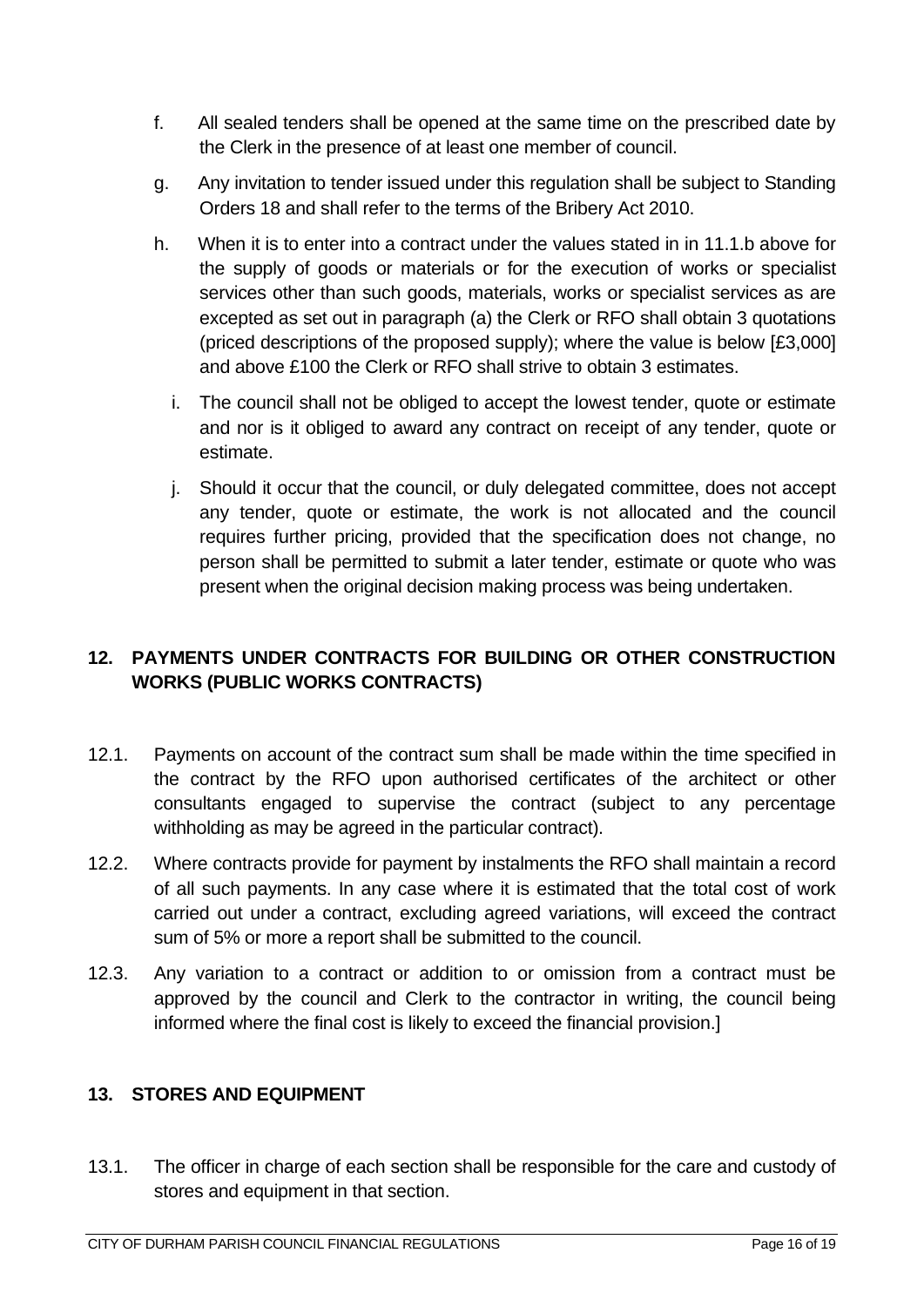f. All sealed tenders shall be opened at the same time on the prescribed date by the Clerk in the presence of at least one member of council.

g. Any invitation to tender issued under this regulation shall be subject to Standing Orders 18 and shall refer to the terms of the Bribery Act 2010.

h. When it is to enter into a contract under the values stated in in 11.1.b above for the supply of goods or materials or for the execution of works or specialist services other than such goods, materials, works or specialist services as are excepted as set out in paragraph (a) the Clerk or RFO shall obtain 3 quotations (priced descriptions of the proposed supply); where the value is below [£3,000] and above £100 the Clerk or RFO shall strive to obtain 3 estimates.

i. The council shall not be obliged to accept the lowest tender, quote or estimate and nor is it obliged to award any contract on receipt of any tender, quote or estimate.

j. Should it occur that the council, or duly delegated committee, does not accept any tender, quote or estimate, the work is not allocated and the council requires further pricing, provided that the specification does not change, no person shall be permitted to submit a later tender, estimate or quote who was present when the original decision making process was being undertaken.

## 12. PAYMENTS UNDER CONTRACTS FOR BUILDING OR OTHER CONSTRUCTION WORKS (PUBLIC WORKS CONTRACTS)

12.1. Payments on account of the contract sum shall be made within the time specified in the contract by the RFO upon authorised certificates of the architect or other consultants engaged to supervise the contract (subject to any percentage withholding as may be agreed in the particular contract).

12.2. Where contracts provide for payment by instalments the RFO shall maintain a record of all such payments. In any case where it is estimated that the total cost of work carried out under a contract, excluding agreed variations, will exceed the contract sum of 5% or more a report shall be submitted to the council.

12.3. Any variation to a contract or addition to or omission from a contract must be approved by the council and Clerk to the contractor in writing, the council being informed where the final cost is likely to exceed the financial provision.]

## 13. STORES AND EQUIPMENT

13.1. The officer in charge of each section shall be responsible for the care and custody of stores and equipment in that section.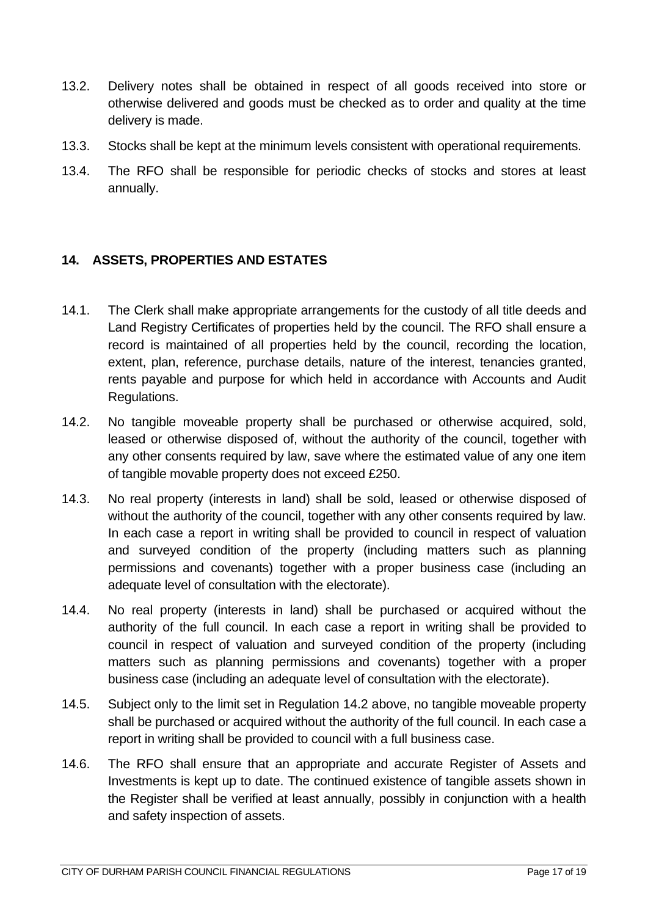13.2. Delivery notes shall be obtained in respect of all goods received into store or otherwise delivered and goods must be checked as to order and quality at the time delivery is made.

13.3. Stocks shall be kept at the minimum levels consistent with operational requirements.

13.4. The RFO shall be responsible for periodic checks of stocks and stores at least annually.

## 14. ASSETS, PROPERTIES AND ESTATES

14.1. The Clerk shall make appropriate arrangements for the custody of all title deeds and Land Registry Certificates of properties held by the council. The RFO shall ensure a record is maintained of all properties held by the council, recording the location, extent, plan, reference, purchase details, nature of the interest, tenancies granted, rents payable and purpose for which held in accordance with Accounts and Audit Regulations.

14.2. No tangible moveable property shall be purchased or otherwise acquired, sold, leased or otherwise disposed of, without the authority of the council, together with any other consents required by law, save where the estimated value of any one item of tangible movable property does not exceed £250.

14.3. No real property (interests in land) shall be sold, leased or otherwise disposed of without the authority of the council, together with any other consents required by law. In each case a report in writing shall be provided to council in respect of valuation and surveyed condition of the property (including matters such as planning permissions and covenants) together with a proper business case (including an adequate level of consultation with the electorate).

14.4. No real property (interests in land) shall be purchased or acquired without the authority of the full council. In each case a report in writing shall be provided to council in respect of valuation and surveyed condition of the property (including matters such as planning permissions and covenants) together with a proper business case (including an adequate level of consultation with the electorate).

14.5. Subject only to the limit set in Regulation 14.2 above, no tangible moveable property shall be purchased or acquired without the authority of the full council. In each case a report in writing shall be provided to council with a full business case.

14.6. The RFO shall ensure that an appropriate and accurate Register of Assets and Investments is kept up to date. The continued existence of tangible assets shown in the Register shall be verified at least annually, possibly in conjunction with a health and safety inspection of assets.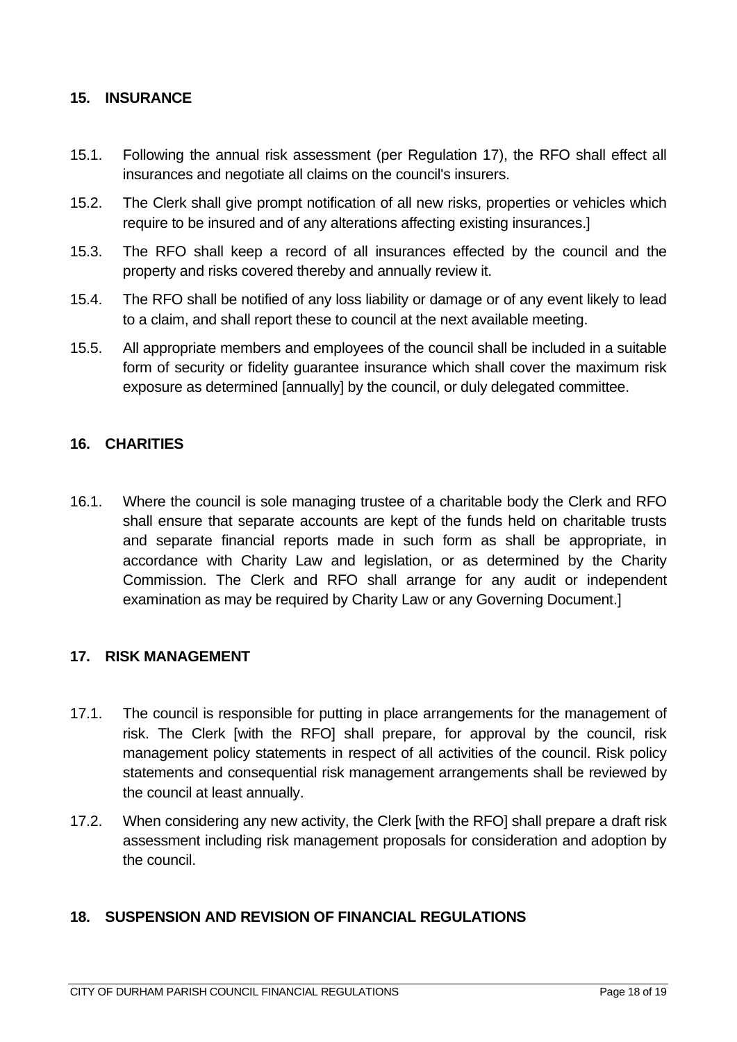## 15. INSURANCE

15.1. Following the annual risk assessment (per Regulation 17), the RFO shall effect all insurances and negotiate all claims on the council's insurers.

15.2. The Clerk shall give prompt notification of all new risks, properties or vehicles which require to be insured and of any alterations affecting existing insurances.]

15.3. The RFO shall keep a record of all insurances effected by the council and the property and risks covered thereby and annually review it.

15.4. The RFO shall be notified of any loss liability or damage or of any event likely to lead to a claim, and shall report these to council at the next available meeting.

15.5. All appropriate members and employees of the council shall be included in a suitable form of security or fidelity guarantee insurance which shall cover the maximum risk exposure as determined [annually] by the council, or duly delegated committee.

## 16. CHARITIES

16.1. Where the council is sole managing trustee of a charitable body the Clerk and RFO shall ensure that separate accounts are kept of the funds held on charitable trusts and separate financial reports made in such form as shall be appropriate, in accordance with Charity Law and legislation, or as determined by the Charity Commission. The Clerk and RFO shall arrange for any audit or independent examination as may be required by Charity Law or any Governing Document.]

## 17. RISK MANAGEMENT

17.1. The council is responsible for putting in place arrangements for the management of risk. The Clerk [with the RFO] shall prepare, for approval by the council, risk management policy statements in respect of all activities of the council. Risk policy statements and consequential risk management arrangements shall be reviewed by the council at least annually.

17.2. When considering any new activity, the Clerk [with the RFO] shall prepare a draft risk assessment including risk management proposals for consideration and adoption by the council.

## 18. SUSPENSION AND REVISION OF FINANCIAL REGULATIONS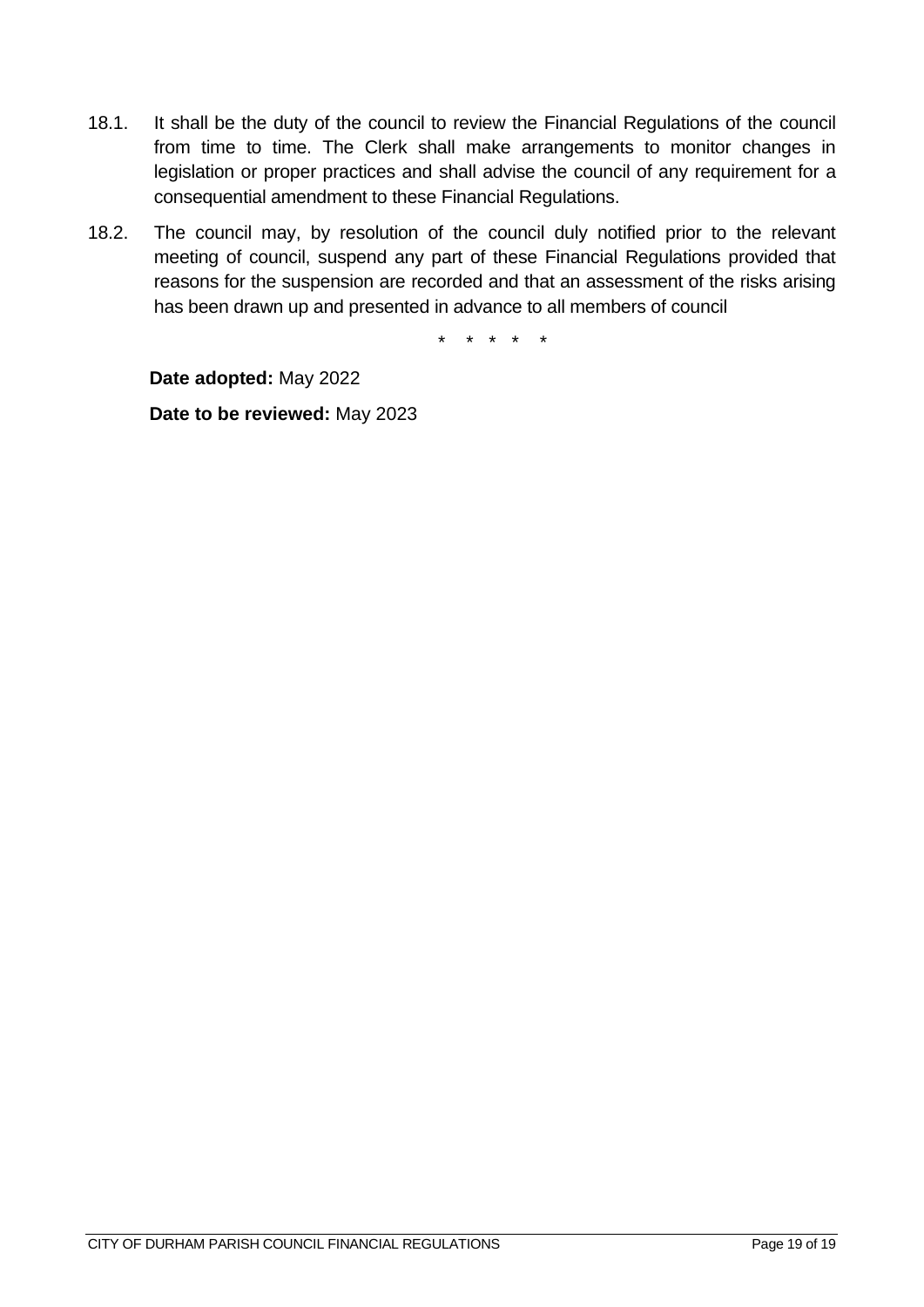18.1. It shall be the duty of the council to review the Financial Regulations of the council from time to time. The Clerk shall make arrangements to monitor changes in legislation or proper practices and shall advise the council of any requirement for a consequential amendment to these Financial Regulations.

18.2. The council may, by resolution of the council duly notified prior to the relevant meeting of council, suspend any part of these Financial Regulations provided that reasons for the suspension are recorded and that an assessment of the risks arising has been drawn up and presented in advance to all members of council

\* \* \* \* \*

**Date adopted:** May 2022

**Date to be reviewed:** May 2023